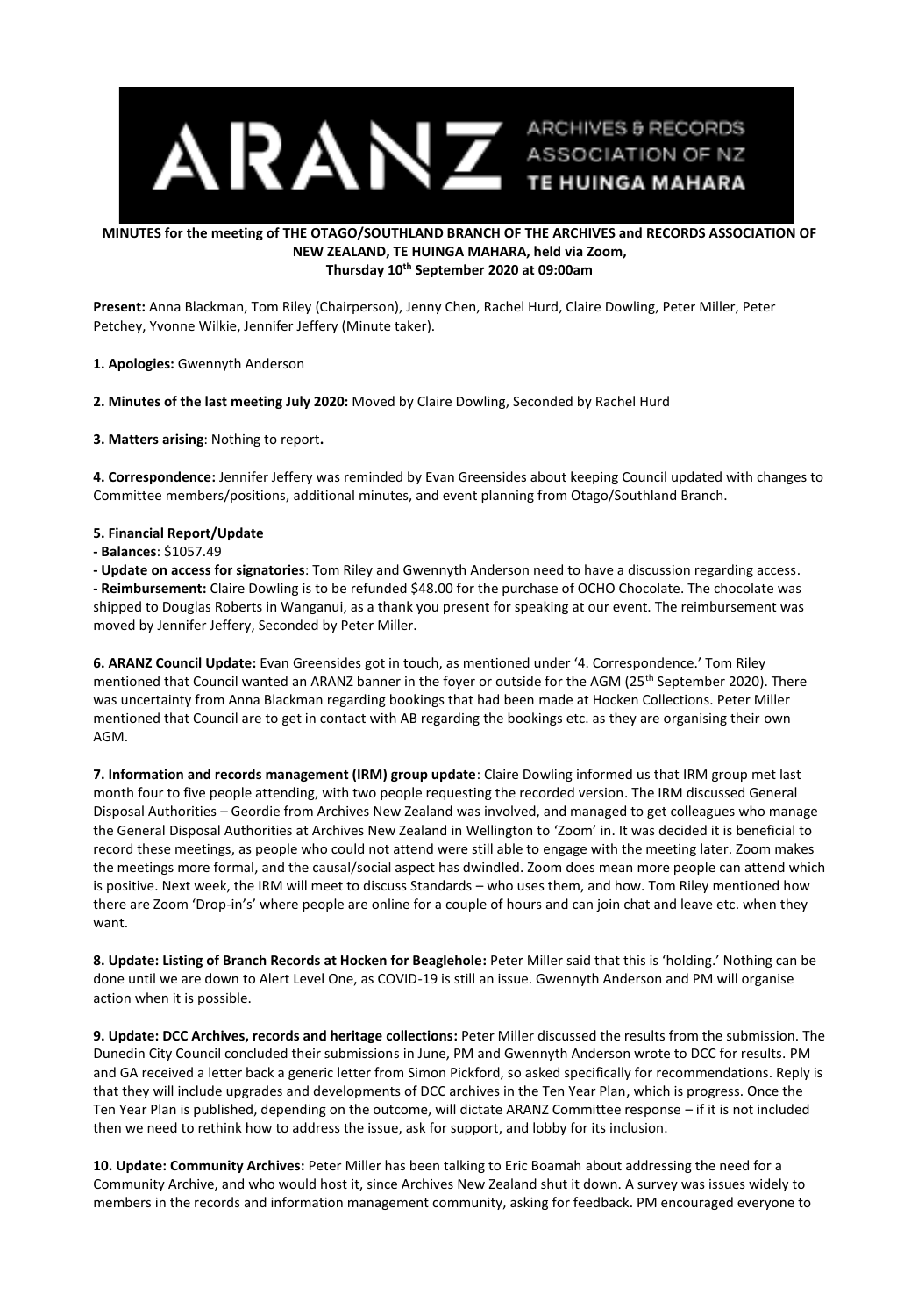**MINUTES for the meeting of THE OTAGO/SOUTHLAND BRANCH OF THE ARCHIVES and RECORDS ASSOCIATION OF NEW ZEALAND, TE HUINGA MAHARA, held via Zoom, Thursday 10th September 2020 at 09:00am**

**Present:** Anna Blackman, Tom Riley (Chairperson), Jenny Chen, Rachel Hurd, Claire Dowling, Peter Miller, Peter Petchey, Yvonne Wilkie, Jennifer Jeffery (Minute taker).

**1. Apologies:** Gwennyth Anderson

**2. Minutes of the last meeting July 2020:** Moved by Claire Dowling, Seconded by Rachel Hurd

**3. Matters arising**: Nothing to report**.**

**4. Correspondence:** Jennifer Jeffery was reminded by Evan Greensides about keeping Council updated with changes to Committee members/positions, additional minutes, and event planning from Otago/Southland Branch.

**5. Financial Report/Update**

**- Balances**: $1057.49

**- Update on access for signatories**: Tom Riley and Gwennyth Anderson need to have a discussion regarding access.

**- Reimbursement:** Claire Dowling is to be refunded $48.00 for the purchase of OCHO Chocolate. The chocolate was shipped to Douglas Roberts in Wanganui, as a thank you present for speaking at our event. The reimbursement was moved by Jennifer Jeffery, Seconded by Peter Miller.

**6. ARANZ Council Update:** Evan Greensides got in touch, as mentioned under '4. Correspondence.' Tom Riley mentioned that Council wanted an ARANZ banner in the foyer or outside for the AGM (25th September 2020). There was uncertainty from Anna Blackman regarding bookings that had been made at Hocken Collections. Peter Miller mentioned that Council are to get in contact with AB regarding the bookings etc. as they are organising their own AGM.

**7. Information and records management (IRM) group update**: Claire Dowling informed us that IRM group met last month four to five people attending, with two people requesting the recorded version. The IRM discussed General Disposal Authorities – Geordie from Archives New Zealand was involved, and managed to get colleagues who manage the General Disposal Authorities at Archives New Zealand in Wellington to 'Zoom' in. It was decided it is beneficial to record these meetings, as people who could not attend were still able to engage with the meeting later. Zoom makes the meetings more formal, and the causal/social aspect has dwindled. Zoom does mean more people can attend which is positive. Next week, the IRM will meet to discuss Standards – who uses them, and how. Tom Riley mentioned how there are Zoom 'Drop-in's' where people are online for a couple of hours and can join chat and leave etc. when they want.

**8. Update: Listing of Branch Records at Hocken for Beaglehole:** Peter Miller said that this is 'holding.' Nothing can be done until we are down to Alert Level One, as COVID-19 is still an issue. Gwennyth Anderson and PM will organise action when it is possible.

**9. Update: DCC Archives, records and heritage collections:** Peter Miller discussed the results from the submission. The Dunedin City Council concluded their submissions in June, PM and Gwennyth Anderson wrote to DCC for results. PM and GA received a letter back a generic letter from Simon Pickford, so asked specifically for recommendations. Reply is that they will include upgrades and developments of DCC archives in the Ten Year Plan, which is progress. Once the Ten Year Plan is published, depending on the outcome, will dictate ARANZ Committee response – if it is not included then we need to rethink how to address the issue, ask for support, and lobby for its inclusion.

**10. Update: Community Archives:** Peter Miller has been talking to Eric Boamah about addressing the need for a Community Archive, and who would host it, since Archives New Zealand shut it down. A survey was issues widely to members in the records and information management community, asking for feedback. PM encouraged everyone to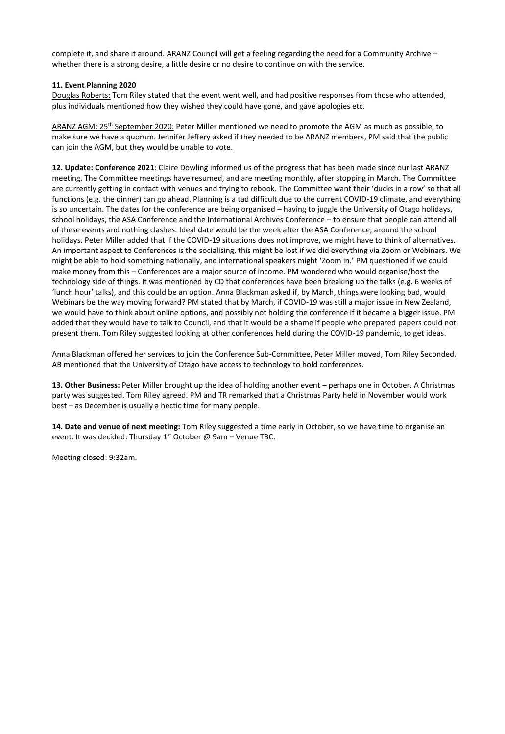complete it, and share it around. ARANZ Council will get a feeling regarding the need for a Community Archive – whether there is a strong desire, a little desire or no desire to continue on with the service.

**11. Event Planning 2020**

Douglas Roberts: Tom Riley stated that the event went well, and had positive responses from those who attended, plus individuals mentioned how they wished they could have gone, and gave apologies etc.

ARANZ AGM: 25th September 2020: Peter Miller mentioned we need to promote the AGM as much as possible, to make sure we have a quorum. Jennifer Jeffery asked if they needed to be ARANZ members, PM said that the public can join the AGM, but they would be unable to vote.

**12. Update: Conference 2021**: Claire Dowling informed us of the progress that has been made since our last ARANZ meeting. The Committee meetings have resumed, and are meeting monthly, after stopping in March. The Committee are currently getting in contact with venues and trying to rebook. The Committee want their 'ducks in a row' so that all functions (e.g. the dinner) can go ahead. Planning is a tad difficult due to the current COVID-19 climate, and everything is so uncertain. The dates for the conference are being organised – having to juggle the University of Otago holidays, school holidays, the ASA Conference and the International Archives Conference – to ensure that people can attend all of these events and nothing clashes. Ideal date would be the week after the ASA Conference, around the school holidays. Peter Miller added that If the COVID-19 situations does not improve, we might have to think of alternatives. An important aspect to Conferences is the socialising, this might be lost if we did everything via Zoom or Webinars. We might be able to hold something nationally, and international speakers might 'Zoom in.' PM questioned if we could make money from this – Conferences are a major source of income. PM wondered who would organise/host the technology side of things. It was mentioned by CD that conferences have been breaking up the talks (e.g. 6 weeks of 'lunch hour' talks), and this could be an option. Anna Blackman asked if, by March, things were looking bad, would Webinars be the way moving forward? PM stated that by March, if COVID-19 was still a major issue in New Zealand, we would have to think about online options, and possibly not holding the conference if it became a bigger issue. PM added that they would have to talk to Council, and that it would be a shame if people who prepared papers could not present them. Tom Riley suggested looking at other conferences held during the COVID-19 pandemic, to get ideas.

Anna Blackman offered her services to join the Conference Sub-Committee, Peter Miller moved, Tom Riley Seconded. AB mentioned that the University of Otago have access to technology to hold conferences.

**13. Other Business:** Peter Miller brought up the idea of holding another event – perhaps one in October. A Christmas party was suggested. Tom Riley agreed. PM and TR remarked that a Christmas Party held in November would work best – as December is usually a hectic time for many people.

**14. Date and venue of next meeting:** Tom Riley suggested a time early in October, so we have time to organise an event. It was decided: Thursday 1st October @ 9am – Venue TBC.

Meeting closed: 9:32am.